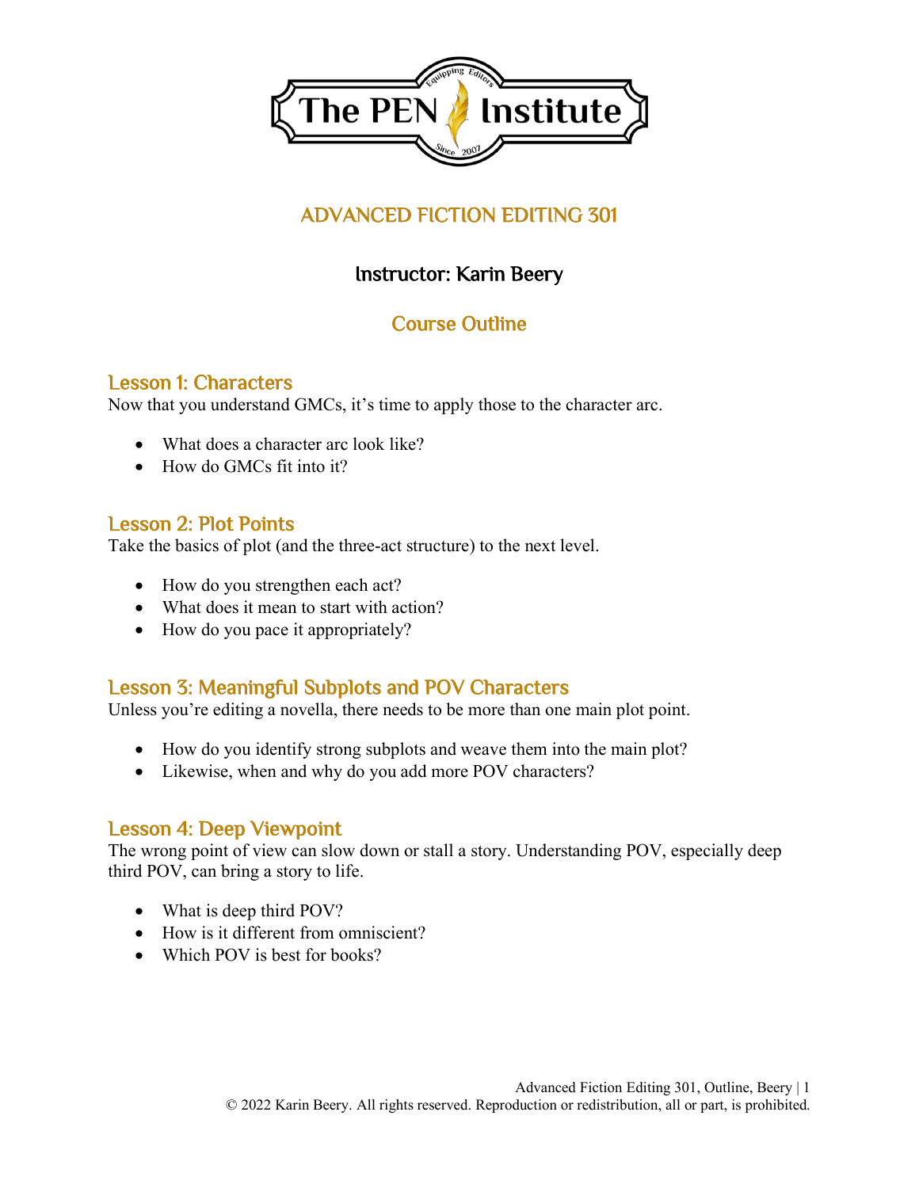# ADVANCED FICTION EDITING 301

### Instructor: Karin Beery

## Course Outline

### Lesson 1: Characters

Now that you understand GMCs, it's time to apply those to the character arc.

- What does a character arc look like?
- How do GMCs fit into it?

### Lesson 2: Plot Points

Take the basics of plot (and the three-act structure) to the next level.

- How do you strengthen each act?
- What does it mean to start with action?
- How do you pace it appropriately?

### Lesson 3: Meaningful Subplots and POV Characters

Unless you're editing a novella, there needs to be more than one main plot point.

- How do you identify strong subplots and weave them into the main plot?
- Likewise, when and why do you add more POV characters?

### Lesson 4: Deep Viewpoint

The wrong point of view can slow down or stall a story. Understanding POV, especially deep third POV, can bring a story to life.

- What is deep third POV?
- How is it different from omniscient?
- Which POV is best for books?

© 2022 Karin Beery. All rights reserved. Reproduction or redistribution, all or part, is prohibited.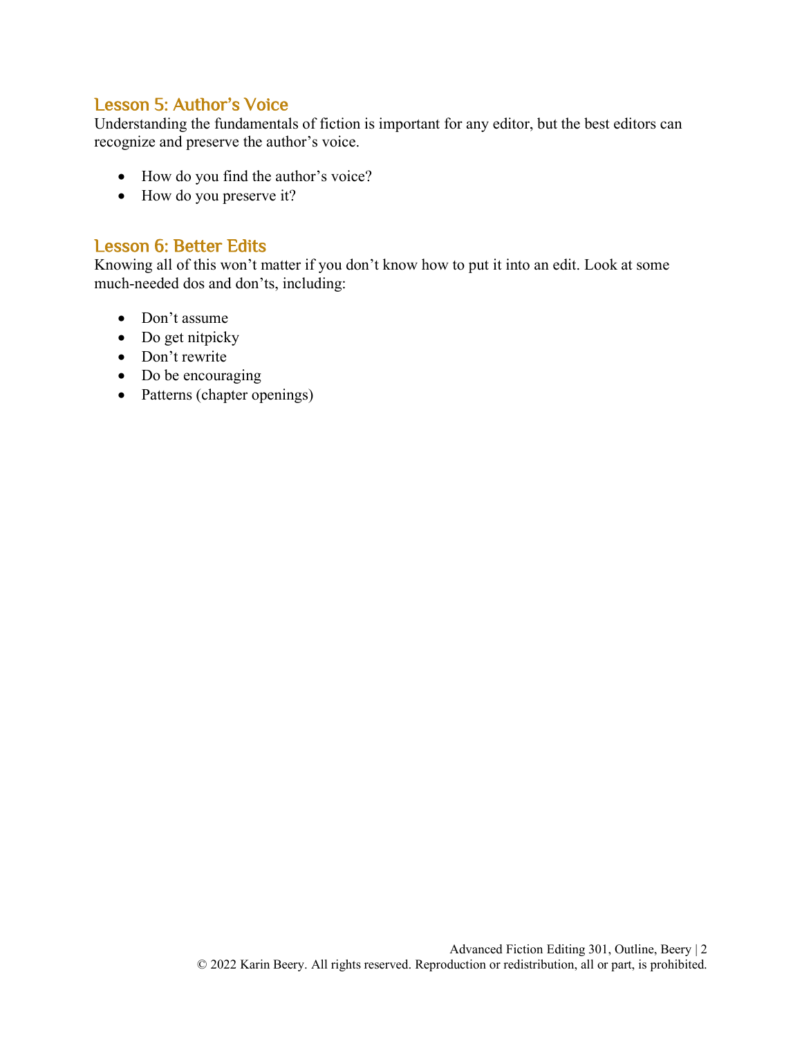## Lesson 5: Author's Voice

Understanding the fundamentals of fiction is important for any editor, but the best editors can recognize and preserve the author's voice.

- How do you find the author's voice?
- How do you preserve it?

## Lesson 6: Better Edits

Knowing all of this won't matter if you don't know how to put it into an edit. Look at some much-needed dos and don'ts, including:

- Don't assume
- Do get nitpicky
- Don't rewrite
- Do be encouraging
- Patterns (chapter openings)

© 2022 Karin Beery. All rights reserved. Reproduction or redistribution, all or part, is prohibited.